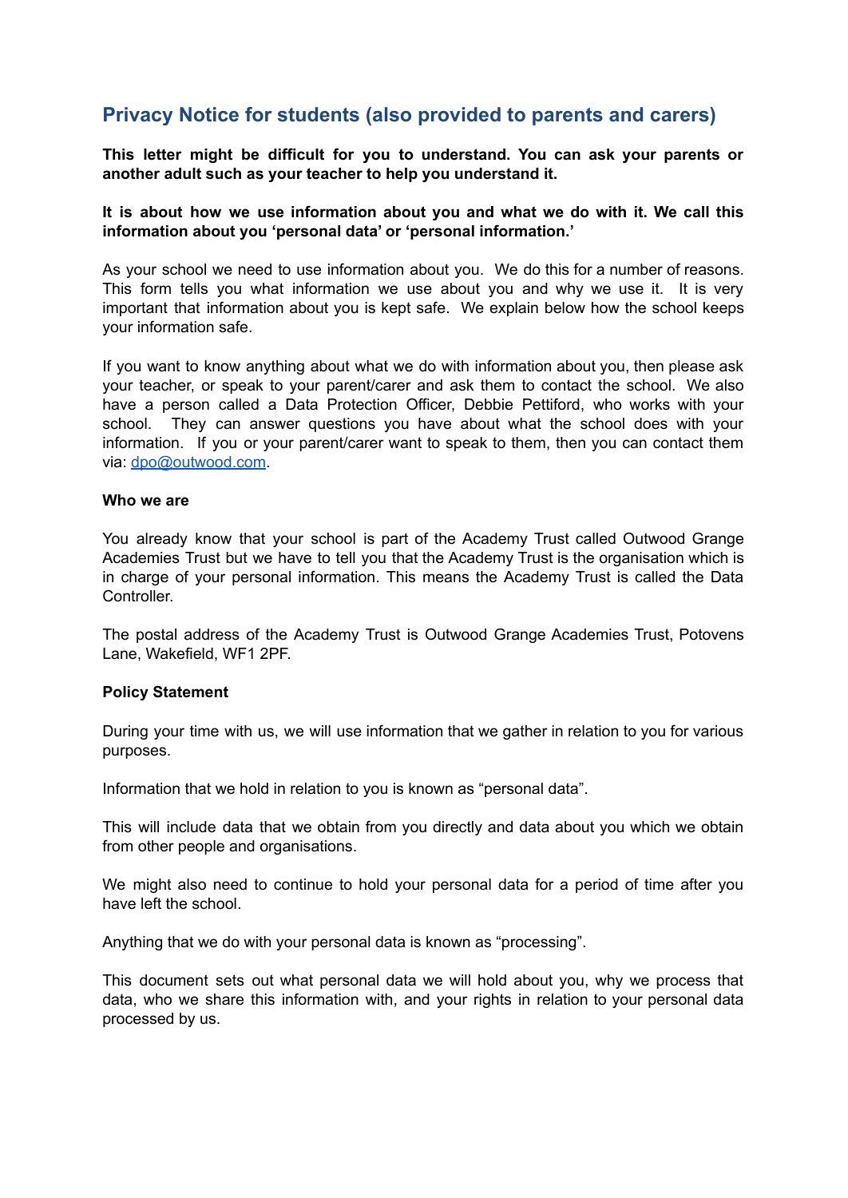# Privacy Notice for students (also provided to parents and carers)

**This letter might be difficult for you to understand. You can ask your parents or another adult such as your teacher to help you understand it.**

**It is about how we use information about you and what we do with it. We call this information about you 'personal data' or 'personal information.'**

As your school we need to use information about you. We do this for a number of reasons. This form tells you what information we use about you and why we use it. It is very important that information about you is kept safe. We explain below how the school keeps your information safe.

If you want to know anything about what we do with information about you, then please ask your teacher, or speak to your parent/carer and ask them to contact the school. We also have a person called a Data Protection Officer, Debbie Pettiford, who works with your school. They can answer questions you have about what the school does with your information. If you or your parent/carer want to speak to them, then you can contact them via: [dpo@outwood.com](mailto:dpo@outwood.com).

**Who we are**

You already know that your school is part of the Academy Trust called Outwood Grange Academies Trust but we have to tell you that the Academy Trust is the organisation which is in charge of your personal information. This means the Academy Trust is called the Data Controller.

The postal address of the Academy Trust is Outwood Grange Academies Trust, Potovens Lane, Wakefield, WF1 2PF.

**Policy Statement**

During your time with us, we will use information that we gather in relation to you for various purposes.

Information that we hold in relation to you is known as "personal data".

This will include data that we obtain from you directly and data about you which we obtain from other people and organisations.

We might also need to continue to hold your personal data for a period of time after you have left the school.

Anything that we do with your personal data is known as "processing".

This document sets out what personal data we will hold about you, why we process that data, who we share this information with, and your rights in relation to your personal data processed by us.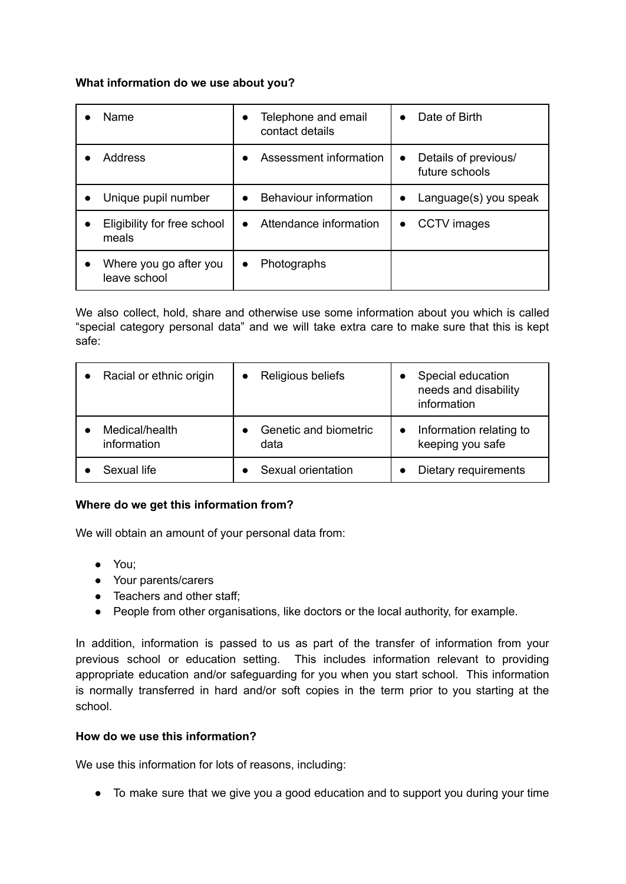**What information do we use about you?**

| | | |
|---|---|---|
| ● Name | ● Telephone and email contact details | ● Date of Birth |
| ● Address | ● Assessment information | ● Details of previous/ future schools |
| ● Unique pupil number | ● Behaviour information | ● Language(s) you speak |
| ● Eligibility for free school meals | ● Attendance information | ● CCTV images |
| ● Where you go after you leave school | ● Photographs | |

We also collect, hold, share and otherwise use some information about you which is called "special category personal data" and we will take extra care to make sure that this is kept safe:

| | | |
|---|---|---|
| ● Racial or ethnic origin | ● Religious beliefs | ● Special education needs and disability information |
| ● Medical/health information | ● Genetic and biometric data | ● Information relating to keeping you safe |
| ● Sexual life | ● Sexual orientation | ● Dietary requirements |

**Where do we get this information from?**

We will obtain an amount of your personal data from:

- You;
- Your parents/carers
- Teachers and other staff;
- People from other organisations, like doctors or the local authority, for example.

In addition, information is passed to us as part of the transfer of information from your previous school or education setting. This includes information relevant to providing appropriate education and/or safeguarding for you when you start school. This information is normally transferred in hard and/or soft copies in the term prior to you starting at the school.

**How do we use this information?**

We use this information for lots of reasons, including:

- To make sure that we give you a good education and to support you during your time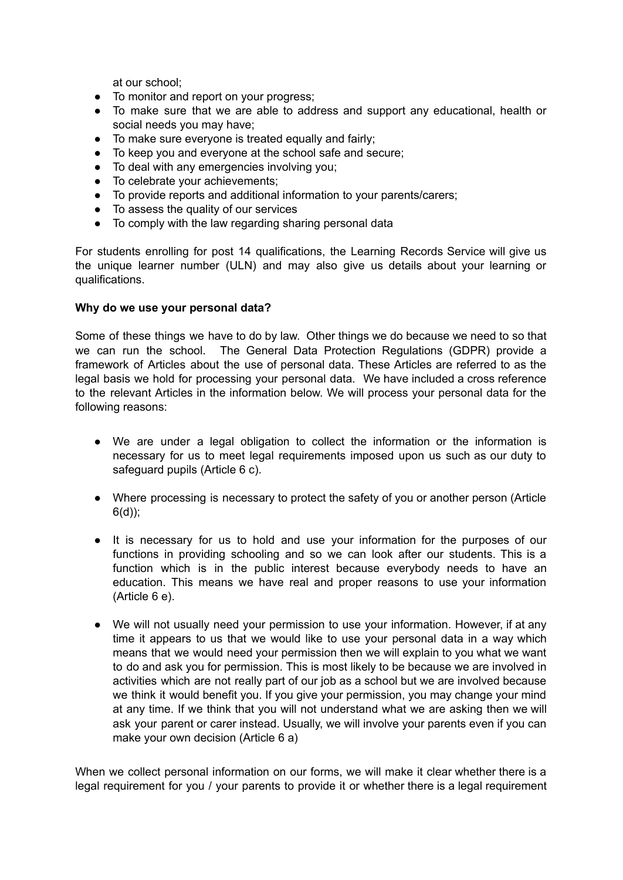at our school;

- To monitor and report on your progress;
- To make sure that we are able to address and support any educational, health or social needs you may have;
- To make sure everyone is treated equally and fairly;
- To keep you and everyone at the school safe and secure;
- To deal with any emergencies involving you;
- To celebrate your achievements;
- To provide reports and additional information to your parents/carers;
- To assess the quality of our services
- To comply with the law regarding sharing personal data

For students enrolling for post 14 qualifications, the Learning Records Service will give us the unique learner number (ULN) and may also give us details about your learning or qualifications.

**Why do we use your personal data?**

Some of these things we have to do by law. Other things we do because we need to so that we can run the school. The General Data Protection Regulations (GDPR) provide a framework of Articles about the use of personal data. These Articles are referred to as the legal basis we hold for processing your personal data. We have included a cross reference to the relevant Articles in the information below. We will process your personal data for the following reasons:

- We are under a legal obligation to collect the information or the information is necessary for us to meet legal requirements imposed upon us such as our duty to safeguard pupils (Article 6 c).

- Where processing is necessary to protect the safety of you or another person (Article 6(d));

- It is necessary for us to hold and use your information for the purposes of our functions in providing schooling and so we can look after our students. This is a function which is in the public interest because everybody needs to have an education. This means we have real and proper reasons to use your information (Article 6 e).

- We will not usually need your permission to use your information. However, if at any time it appears to us that we would like to use your personal data in a way which means that we would need your permission then we will explain to you what we want to do and ask you for permission. This is most likely to be because we are involved in activities which are not really part of our job as a school but we are involved because we think it would benefit you. If you give your permission, you may change your mind at any time. If we think that you will not understand what we are asking then we will ask your parent or carer instead. Usually, we will involve your parents even if you can make your own decision (Article 6 a)

When we collect personal information on our forms, we will make it clear whether there is a legal requirement for you / your parents to provide it or whether there is a legal requirement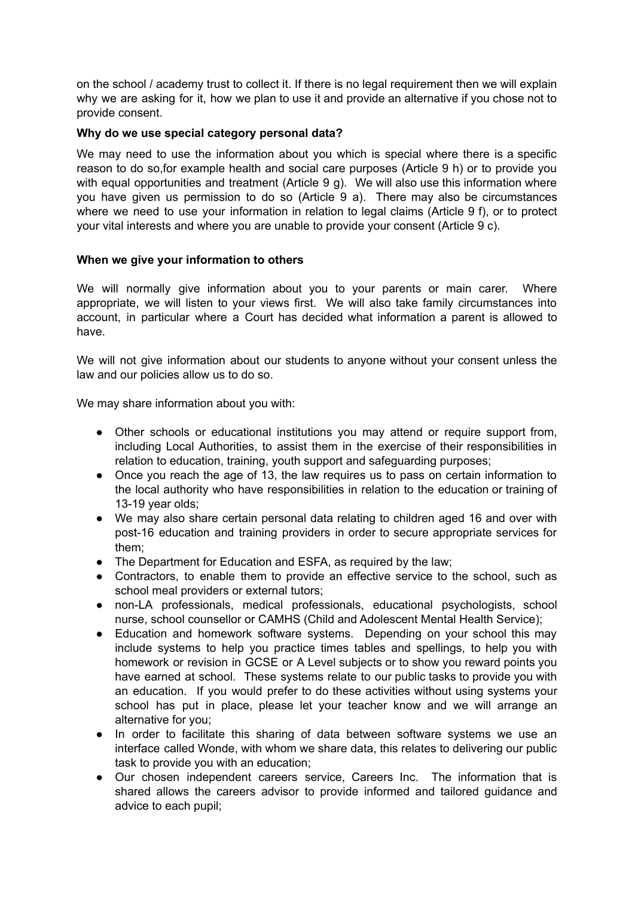on the school / academy trust to collect it. If there is no legal requirement then we will explain why we are asking for it, how we plan to use it and provide an alternative if you chose not to provide consent.

**Why do we use special category personal data?**

We may need to use the information about you which is special where there is a specific reason to do so,for example health and social care purposes (Article 9 h) or to provide you with equal opportunities and treatment (Article 9 g). We will also use this information where you have given us permission to do so (Article 9 a). There may also be circumstances where we need to use your information in relation to legal claims (Article 9 f), or to protect your vital interests and where you are unable to provide your consent (Article 9 c).

**When we give your information to others**

We will normally give information about you to your parents or main carer. Where appropriate, we will listen to your views first. We will also take family circumstances into account, in particular where a Court has decided what information a parent is allowed to have.

We will not give information about our students to anyone without your consent unless the law and our policies allow us to do so.

We may share information about you with:

- Other schools or educational institutions you may attend or require support from, including Local Authorities, to assist them in the exercise of their responsibilities in relation to education, training, youth support and safeguarding purposes;
- Once you reach the age of 13, the law requires us to pass on certain information to the local authority who have responsibilities in relation to the education or training of 13-19 year olds;
- We may also share certain personal data relating to children aged 16 and over with post-16 education and training providers in order to secure appropriate services for them;
- The Department for Education and ESFA, as required by the law;
- Contractors, to enable them to provide an effective service to the school, such as school meal providers or external tutors;
- non-LA professionals, medical professionals, educational psychologists, school nurse, school counsellor or CAMHS (Child and Adolescent Mental Health Service);
- Education and homework software systems. Depending on your school this may include systems to help you practice times tables and spellings, to help you with homework or revision in GCSE or A Level subjects or to show you reward points you have earned at school. These systems relate to our public tasks to provide you with an education. If you would prefer to do these activities without using systems your school has put in place, please let your teacher know and we will arrange an alternative for you;
- In order to facilitate this sharing of data between software systems we use an interface called Wonde, with whom we share data, this relates to delivering our public task to provide you with an education;
- Our chosen independent careers service, Careers Inc. The information that is shared allows the careers advisor to provide informed and tailored guidance and advice to each pupil;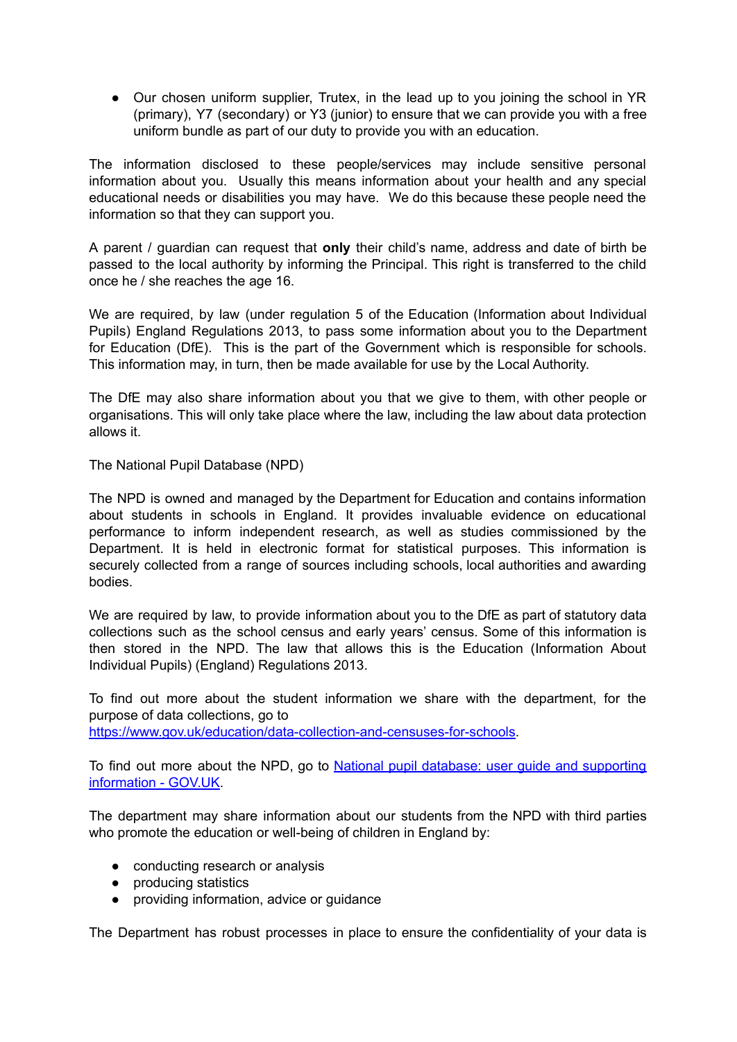- Our chosen uniform supplier, Trutex, in the lead up to you joining the school in YR (primary), Y7 (secondary) or Y3 (junior) to ensure that we can provide you with a free uniform bundle as part of our duty to provide you with an education.

The information disclosed to these people/services may include sensitive personal information about you. Usually this means information about your health and any special educational needs or disabilities you may have. We do this because these people need the information so that they can support you.

A parent / guardian can request that **only** their child's name, address and date of birth be passed to the local authority by informing the Principal. This right is transferred to the child once he / she reaches the age 16.

We are required, by law (under regulation 5 of the Education (Information about Individual Pupils) England Regulations 2013, to pass some information about you to the Department for Education (DfE). This is the part of the Government which is responsible for schools. This information may, in turn, then be made available for use by the Local Authority.

The DfE may also share information about you that we give to them, with other people or organisations. This will only take place where the law, including the law about data protection allows it.

The National Pupil Database (NPD)

The NPD is owned and managed by the Department for Education and contains information about students in schools in England. It provides invaluable evidence on educational performance to inform independent research, as well as studies commissioned by the Department. It is held in electronic format for statistical purposes. This information is securely collected from a range of sources including schools, local authorities and awarding bodies.

We are required by law, to provide information about you to the DfE as part of statutory data collections such as the school census and early years' census. Some of this information is then stored in the NPD. The law that allows this is the Education (Information About Individual Pupils) (England) Regulations 2013.

To find out more about the student information we share with the department, for the purpose of data collections, go to [https://www.gov.uk/education/data-collection-and-censuses-for-schools](https://www.gov.uk/education/data-collection-and-censuses-for-schools).

To find out more about the NPD, go to [National pupil database: user guide and supporting information - GOV.UK](#).

The department may share information about our students from the NPD with third parties who promote the education or well-being of children in England by:

- conducting research or analysis
- producing statistics
- providing information, advice or guidance

The Department has robust processes in place to ensure the confidentiality of your data is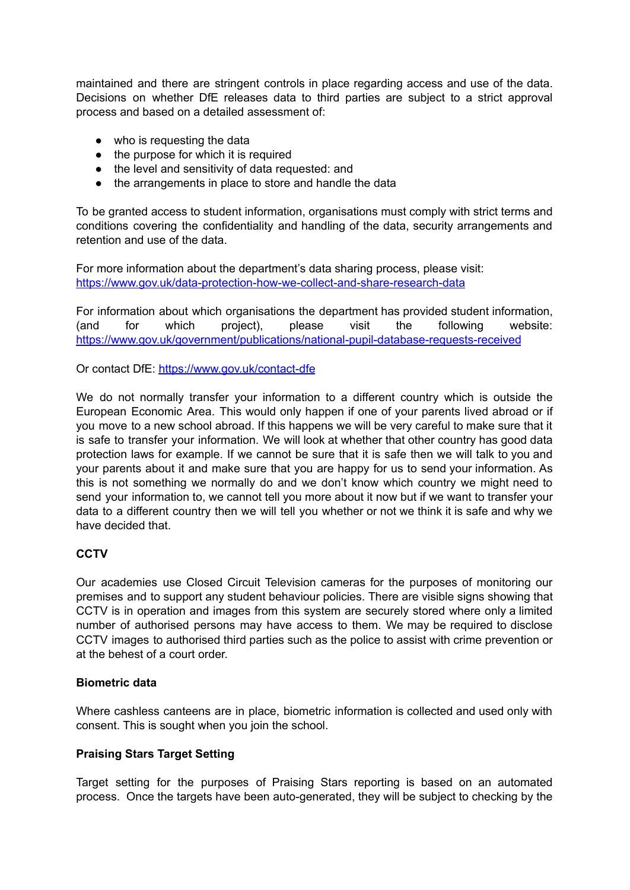maintained and there are stringent controls in place regarding access and use of the data. Decisions on whether DfE releases data to third parties are subject to a strict approval process and based on a detailed assessment of:

- who is requesting the data
- the purpose for which it is required
- the level and sensitivity of data requested: and
- the arrangements in place to store and handle the data

To be granted access to student information, organisations must comply with strict terms and conditions covering the confidentiality and handling of the data, security arrangements and retention and use of the data.

For more information about the department's data sharing process, please visit: [https://www.gov.uk/data-protection-how-we-collect-and-share-research-data](https://www.gov.uk/data-protection-how-we-collect-and-share-research-data)

For information about which organisations the department has provided student information, (and for which project), please visit the following website: [https://www.gov.uk/government/publications/national-pupil-database-requests-received](https://www.gov.uk/government/publications/national-pupil-database-requests-received)

Or contact DfE: [https://www.gov.uk/contact-dfe](https://www.gov.uk/contact-dfe)

We do not normally transfer your information to a different country which is outside the European Economic Area. This would only happen if one of your parents lived abroad or if you move to a new school abroad. If this happens we will be very careful to make sure that it is safe to transfer your information. We will look at whether that other country has good data protection laws for example. If we cannot be sure that it is safe then we will talk to you and your parents about it and make sure that you are happy for us to send your information. As this is not something we normally do and we don't know which country we might need to send your information to, we cannot tell you more about it now but if we want to transfer your data to a different country then we will tell you whether or not we think it is safe and why we have decided that.

**CCTV**

Our academies use Closed Circuit Television cameras for the purposes of monitoring our premises and to support any student behaviour policies. There are visible signs showing that CCTV is in operation and images from this system are securely stored where only a limited number of authorised persons may have access to them. We may be required to disclose CCTV images to authorised third parties such as the police to assist with crime prevention or at the behest of a court order.

**Biometric data**

Where cashless canteens are in place, biometric information is collected and used only with consent. This is sought when you join the school.

**Praising Stars Target Setting**

Target setting for the purposes of Praising Stars reporting is based on an automated process. Once the targets have been auto-generated, they will be subject to checking by the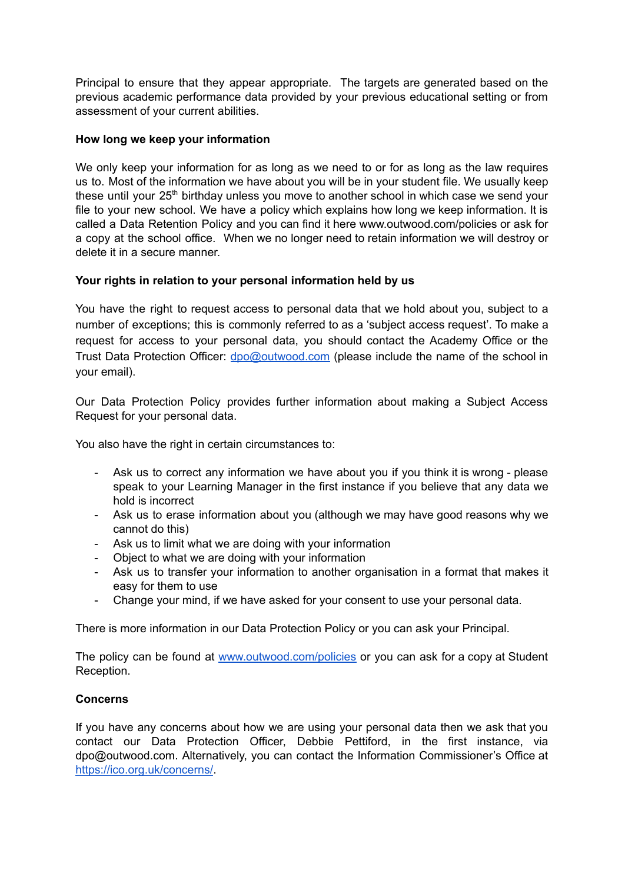Principal to ensure that they appear appropriate. The targets are generated based on the previous academic performance data provided by your previous educational setting or from assessment of your current abilities.

**How long we keep your information**

We only keep your information for as long as we need to or for as long as the law requires us to. Most of the information we have about you will be in your student file. We usually keep these until your 25th birthday unless you move to another school in which case we send your file to your new school. We have a policy which explains how long we keep information. It is called a Data Retention Policy and you can find it here www.outwood.com/policies or ask for a copy at the school office. When we no longer need to retain information we will destroy or delete it in a secure manner.

**Your rights in relation to your personal information held by us**

You have the right to request access to personal data that we hold about you, subject to a number of exceptions; this is commonly referred to as a 'subject access request'. To make a request for access to your personal data, you should contact the Academy Office or the Trust Data Protection Officer: [dpo@outwood.com](mailto:dpo@outwood.com) (please include the name of the school in your email).

Our Data Protection Policy provides further information about making a Subject Access Request for your personal data.

You also have the right in certain circumstances to:

- Ask us to correct any information we have about you if you think it is wrong - please speak to your Learning Manager in the first instance if you believe that any data we hold is incorrect
- Ask us to erase information about you (although we may have good reasons why we cannot do this)
- Ask us to limit what we are doing with your information
- Object to what we are doing with your information
- Ask us to transfer your information to another organisation in a format that makes it easy for them to use
- Change your mind, if we have asked for your consent to use your personal data.

There is more information in our Data Protection Policy or you can ask your Principal.

The policy can be found at [www.outwood.com/policies](http://www.outwood.com/policies) or you can ask for a copy at Student Reception.

**Concerns**

If you have any concerns about how we are using your personal data then we ask that you contact our Data Protection Officer, Debbie Pettiford, in the first instance, via dpo@outwood.com. Alternatively, you can contact the Information Commissioner's Office at [https://ico.org.uk/concerns/](https://ico.org.uk/concerns/).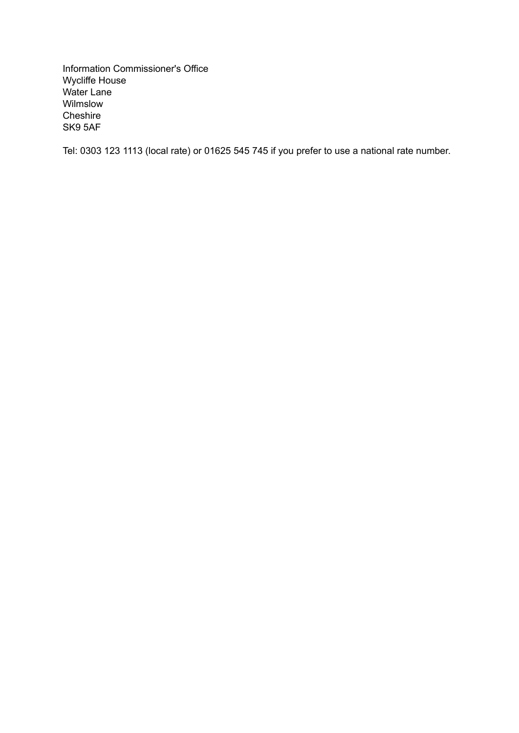Information Commissioner's Office
Wycliffe House
Water Lane
Wilmslow
Cheshire
SK9 5AF

Tel: 0303 123 1113 (local rate) or 01625 545 745 if you prefer to use a national rate number.